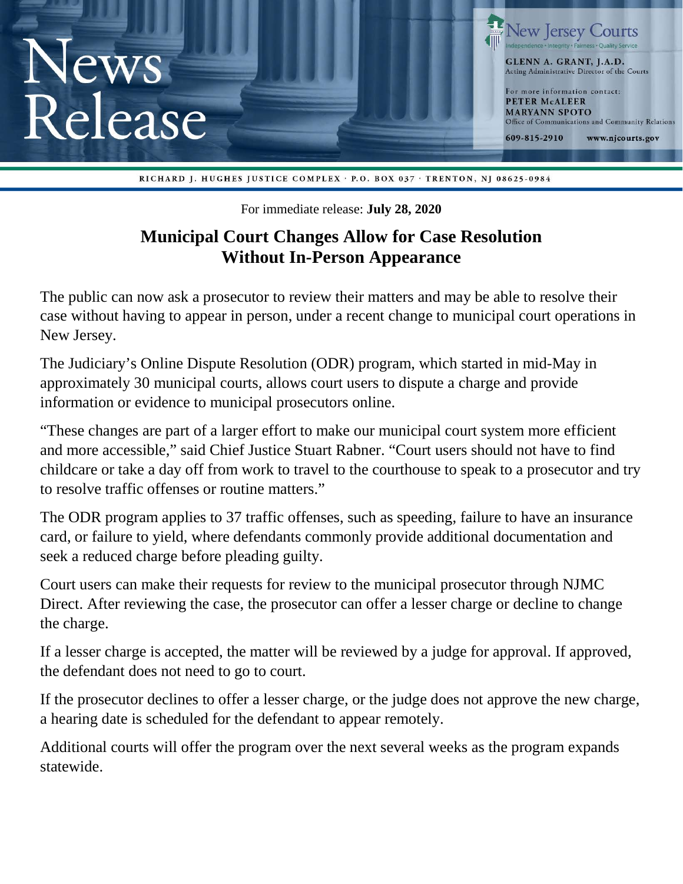# News Release

New Jersey Courts
Independence • Integrity • Fairness • Quality Service

GLENN A. GRANT, J.A.D.
Acting Administrative Director of the Courts

For more information contact:
PETER McALEER
MARYANN SPOTO
Office of Communications and Community Relations

609-815-2910 www.njcourts.gov

RICHARD J. HUGHES JUSTICE COMPLEX · P.O. BOX 037 · TRENTON, NJ 08625-0984

For immediate release: **July 28, 2020**

## Municipal Court Changes Allow for Case Resolution Without In-Person Appearance

The public can now ask a prosecutor to review their matters and may be able to resolve their case without having to appear in person, under a recent change to municipal court operations in New Jersey.

The Judiciary's Online Dispute Resolution (ODR) program, which started in mid-May in approximately 30 municipal courts, allows court users to dispute a charge and provide information or evidence to municipal prosecutors online.

"These changes are part of a larger effort to make our municipal court system more efficient and more accessible," said Chief Justice Stuart Rabner. "Court users should not have to find childcare or take a day off from work to travel to the courthouse to speak to a prosecutor and try to resolve traffic offenses or routine matters."

The ODR program applies to 37 traffic offenses, such as speeding, failure to have an insurance card, or failure to yield, where defendants commonly provide additional documentation and seek a reduced charge before pleading guilty.

Court users can make their requests for review to the municipal prosecutor through NJMC Direct. After reviewing the case, the prosecutor can offer a lesser charge or decline to change the charge.

If a lesser charge is accepted, the matter will be reviewed by a judge for approval. If approved, the defendant does not need to go to court.

If the prosecutor declines to offer a lesser charge, or the judge does not approve the new charge, a hearing date is scheduled for the defendant to appear remotely.

Additional courts will offer the program over the next several weeks as the program expands statewide.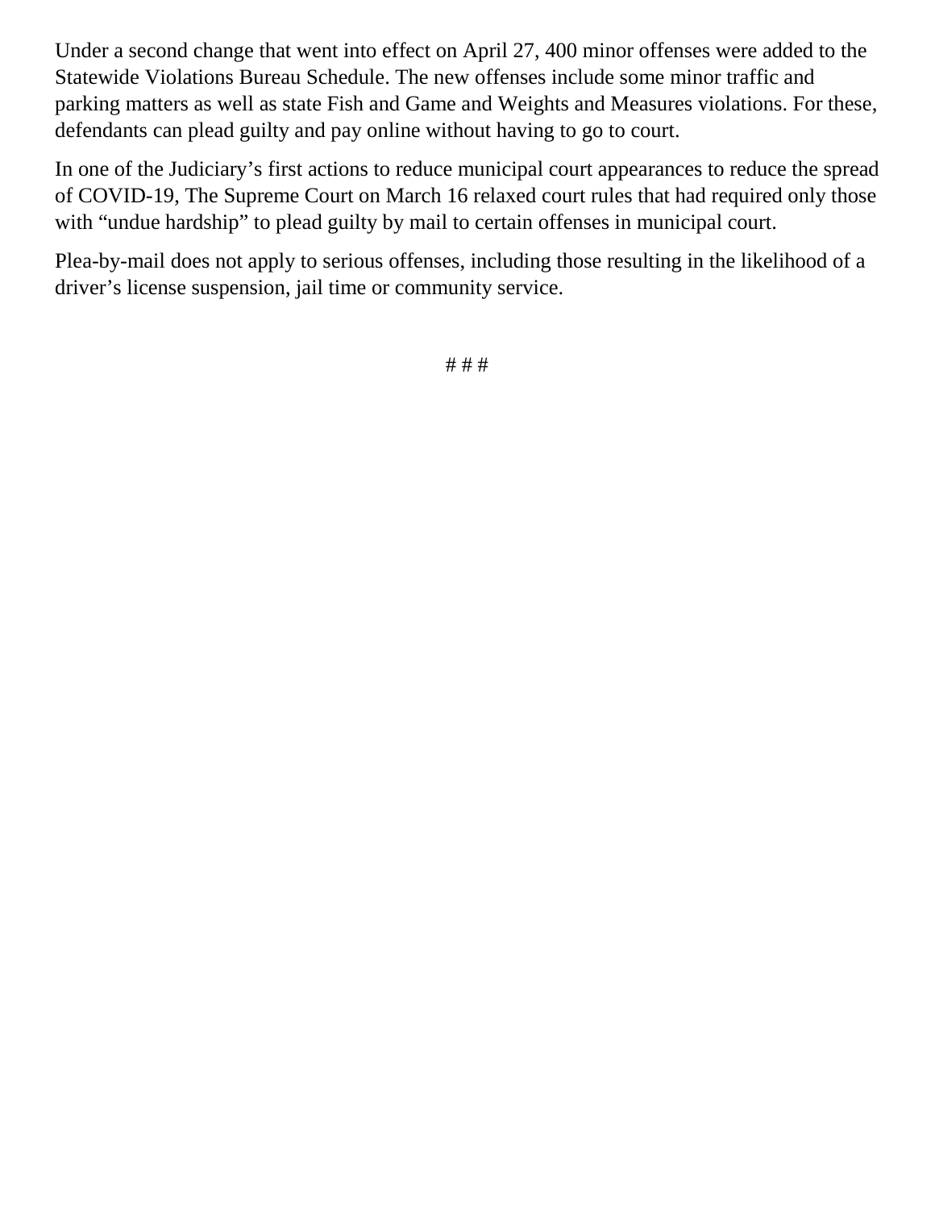Under a second change that went into effect on April 27, 400 minor offenses were added to the Statewide Violations Bureau Schedule. The new offenses include some minor traffic and parking matters as well as state Fish and Game and Weights and Measures violations. For these, defendants can plead guilty and pay online without having to go to court.

In one of the Judiciary's first actions to reduce municipal court appearances to reduce the spread of COVID-19, The Supreme Court on March 16 relaxed court rules that had required only those with "undue hardship" to plead guilty by mail to certain offenses in municipal court.

Plea-by-mail does not apply to serious offenses, including those resulting in the likelihood of a driver's license suspension, jail time or community service.

# # #